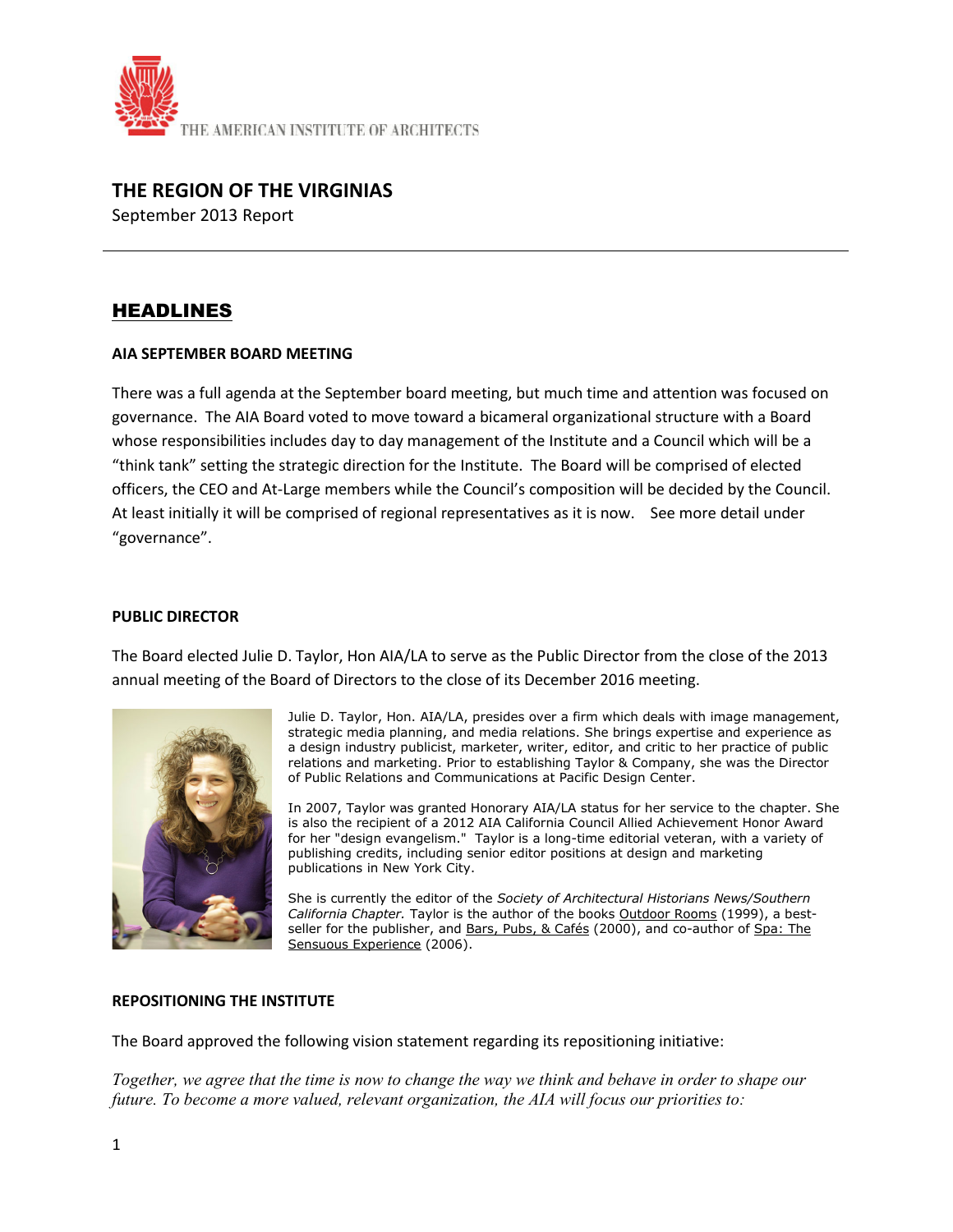THE AMERICAN INSTITUTE OF ARCHITECTS

# THE REGION OF THE VIRGINIAS

September 2013 Report

---

## HEADLINES

### AIA SEPTEMBER BOARD MEETING

There was a full agenda at the September board meeting, but much time and attention was focused on governance. The AIA Board voted to move toward a bicameral organizational structure with a Board whose responsibilities includes day to day management of the Institute and a Council which will be a "think tank" setting the strategic direction for the Institute. The Board will be comprised of elected officers, the CEO and At-Large members while the Council's composition will be decided by the Council. At least initially it will be comprised of regional representatives as it is now. See more detail under "governance".

### PUBLIC DIRECTOR

The Board elected Julie D. Taylor, Hon AIA/LA to serve as the Public Director from the close of the 2013 annual meeting of the Board of Directors to the close of its December 2016 meeting.

Julie D. Taylor, Hon. AIA/LA, presides over a firm which deals with image management, strategic media planning, and media relations. She brings expertise and experience as a design industry publicist, marketer, writer, editor, and critic to her practice of public relations and marketing. Prior to establishing Taylor & Company, she was the Director of Public Relations and Communications at Pacific Design Center.

In 2007, Taylor was granted Honorary AIA/LA status for her service to the chapter. She is also the recipient of a 2012 AIA California Council Allied Achievement Honor Award for her "design evangelism." Taylor is a long-time editorial veteran, with a variety of publishing credits, including senior editor positions at design and marketing publications in New York City.

She is currently the editor of the *Society of Architectural Historians News/Southern California Chapter.* Taylor is the author of the books Outdoor Rooms (1999), a best-seller for the publisher, and Bars, Pubs, & Cafés (2000), and co-author of Spa: The Sensuous Experience (2006).

### REPOSITIONING THE INSTITUTE

The Board approved the following vision statement regarding its repositioning initiative:

*Together, we agree that the time is now to change the way we think and behave in order to shape our future. To become a more valued, relevant organization, the AIA will focus our priorities to:*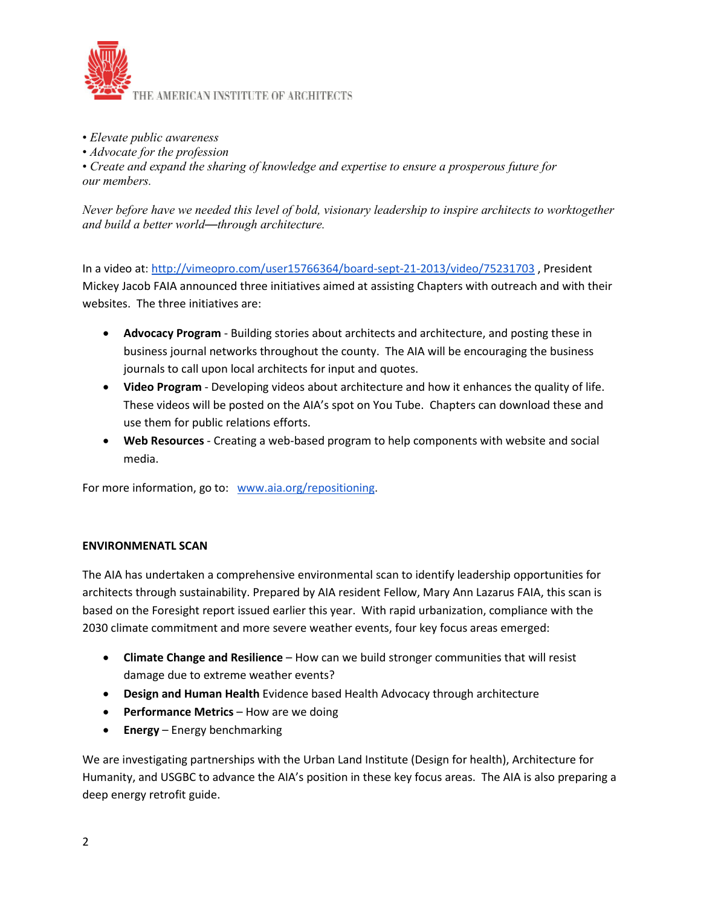- *Elevate public awareness*
- *Advocate for the profession*
- *Create and expand the sharing of knowledge and expertise to ensure a prosperous future for our members.*

*Never before have we needed this level of bold, visionary leadership to inspire architects to worktogether and build a better world—through architecture.*

In a video at: http://vimeopro.com/user15766364/board-sept-21-2013/video/75231703 , President Mickey Jacob FAIA announced three initiatives aimed at assisting Chapters with outreach and with their websites. The three initiatives are:

- **Advocacy Program** - Building stories about architects and architecture, and posting these in business journal networks throughout the county. The AIA will be encouraging the business journals to call upon local architects for input and quotes.
- **Video Program** - Developing videos about architecture and how it enhances the quality of life. These videos will be posted on the AIA's spot on You Tube. Chapters can download these and use them for public relations efforts.
- **Web Resources** - Creating a web-based program to help components with website and social media.

For more information, go to: www.aia.org/repositioning.

**ENVIRONMENATL SCAN**

The AIA has undertaken a comprehensive environmental scan to identify leadership opportunities for architects through sustainability. Prepared by AIA resident Fellow, Mary Ann Lazarus FAIA, this scan is based on the Foresight report issued earlier this year. With rapid urbanization, compliance with the 2030 climate commitment and more severe weather events, four key focus areas emerged:

- **Climate Change and Resilience** – How can we build stronger communities that will resist damage due to extreme weather events?
- **Design and Human Health** Evidence based Health Advocacy through architecture
- **Performance Metrics** – How are we doing
- **Energy** – Energy benchmarking

We are investigating partnerships with the Urban Land Institute (Design for health), Architecture for Humanity, and USGBC to advance the AIA's position in these key focus areas. The AIA is also preparing a deep energy retrofit guide.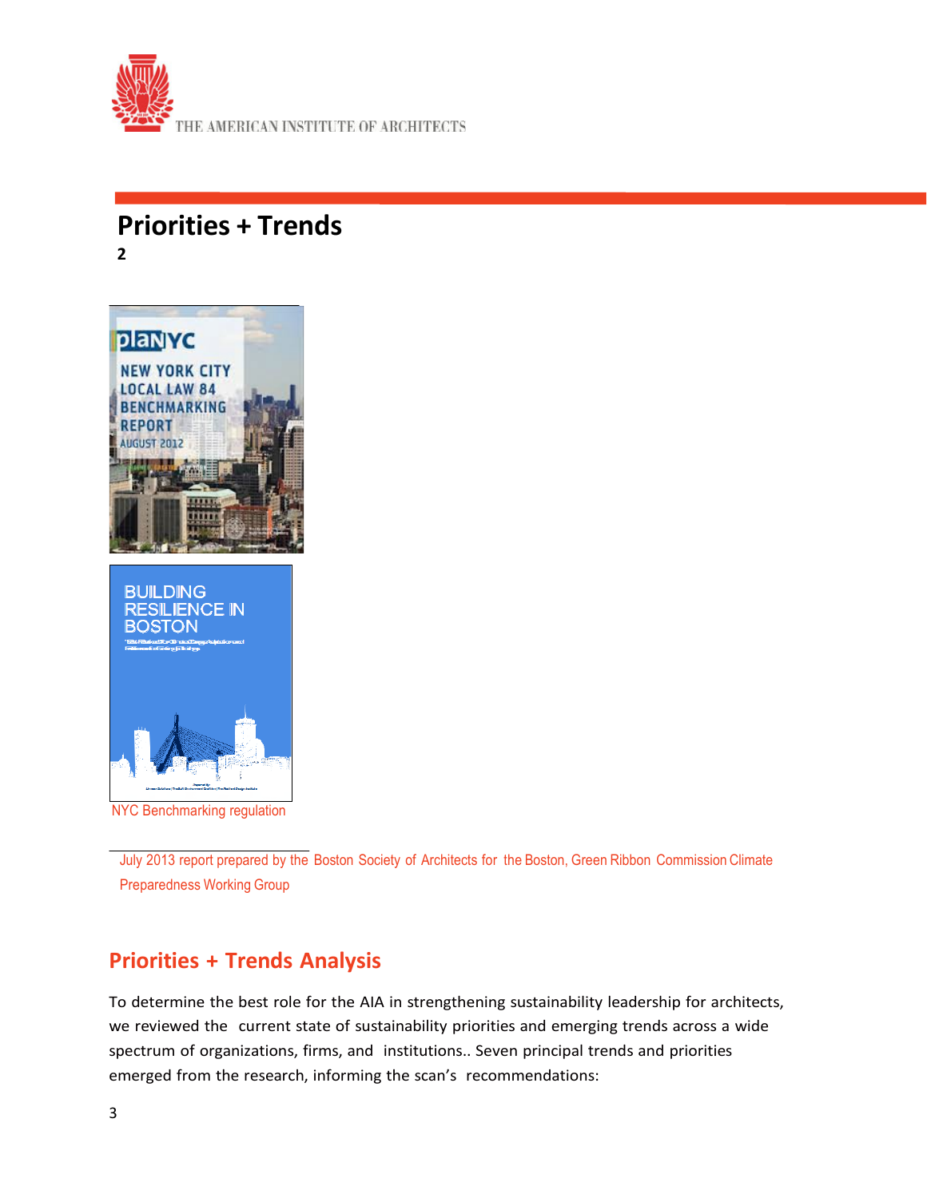## Priorities + Trends

**2**

NYC Benchmarking regulation

July 2013 report prepared by the Boston Society of Architects for the Boston, Green Ribbon Commission Climate Preparedness Working Group

## Priorities + Trends Analysis

To determine the best role for the AIA in strengthening sustainability leadership for architects, we reviewed the current state of sustainability priorities and emerging trends across a wide spectrum of organizations, firms, and institutions.. Seven principal trends and priorities emerged from the research, informing the scan's recommendations: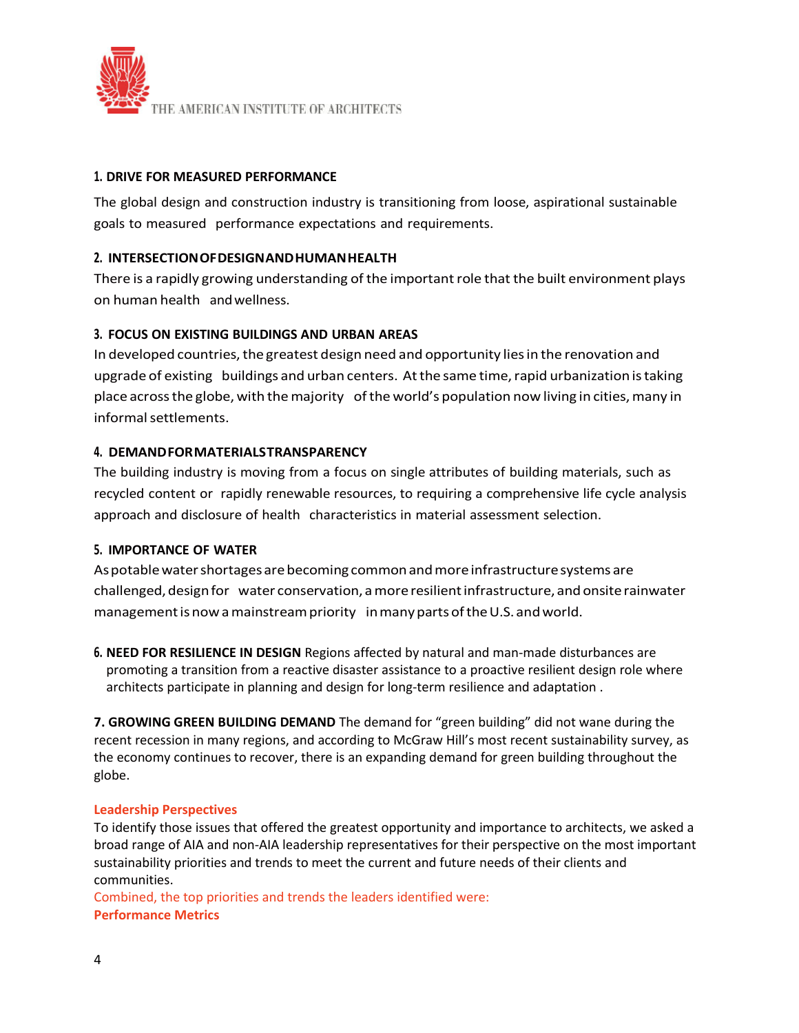### 1. DRIVE FOR MEASURED PERFORMANCE

The global design and construction industry is transitioning from loose, aspirational sustainable goals to measured performance expectations and requirements.

### 2. INTERSECTION OF DESIGN AND HUMAN HEALTH

There is a rapidly growing understanding of the important role that the built environment plays on human health and wellness.

### 3. FOCUS ON EXISTING BUILDINGS AND URBAN AREAS

In developed countries, the greatest design need and opportunity lies in the renovation and upgrade of existing buildings and urban centers. At the same time, rapid urbanization is taking place across the globe, with the majority of the world's population now living in cities, many in informal settlements.

### 4. DEMAND FOR MATERIALS TRANSPARENCY

The building industry is moving from a focus on single attributes of building materials, such as recycled content or rapidly renewable resources, to requiring a comprehensive life cycle analysis approach and disclosure of health characteristics in material assessment selection.

### 5. IMPORTANCE OF WATER

As potable water shortages are becoming common and more infrastructure systems are challenged, design for water conservation, a more resilient infrastructure, and onsite rainwater management is now a mainstream priority in many parts of the U.S. and world.

**6. NEED FOR RESILIENCE IN DESIGN** Regions affected by natural and man-made disturbances are promoting a transition from a reactive disaster assistance to a proactive resilient design role where architects participate in planning and design for long-term resilience and adaptation .

**7. GROWING GREEN BUILDING DEMAND** The demand for "green building" did not wane during the recent recession in many regions, and according to McGraw Hill's most recent sustainability survey, as the economy continues to recover, there is an expanding demand for green building throughout the globe.

**Leadership Perspectives**

To identify those issues that offered the greatest opportunity and importance to architects, we asked a broad range of AIA and non-AIA leadership representatives for their perspective on the most important sustainability priorities and trends to meet the current and future needs of their clients and communities.

Combined, the top priorities and trends the leaders identified were:

**Performance Metrics**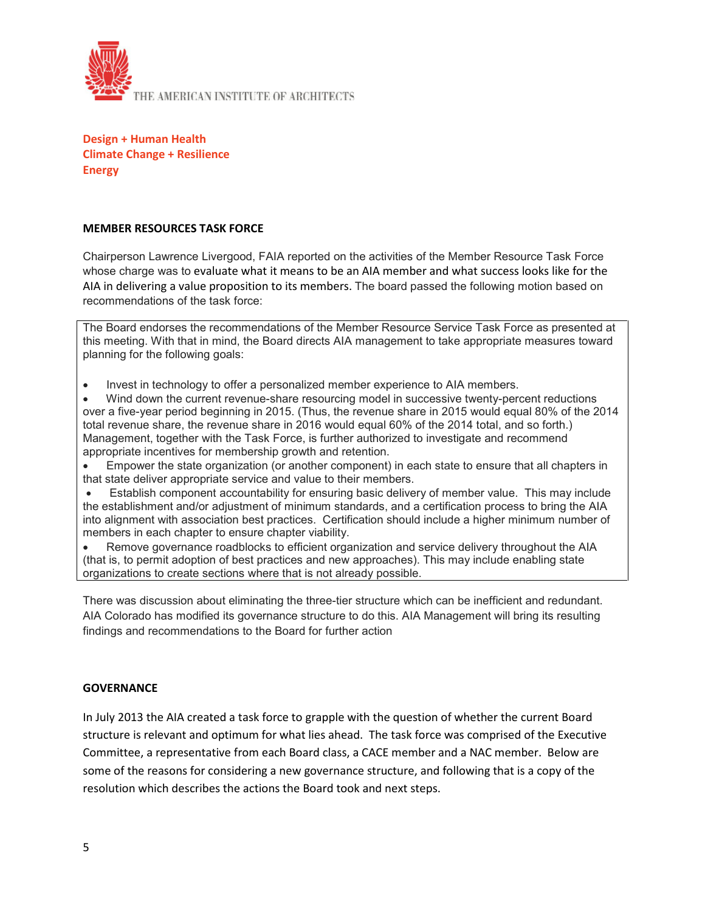THE AMERICAN INSTITUTE OF ARCHITECTS

**Design + Human Health**
**Climate Change + Resilience**
**Energy**

## MEMBER RESOURCES TASK FORCE

Chairperson Lawrence Livergood, FAIA reported on the activities of the Member Resource Task Force whose charge was to evaluate what it means to be an AIA member and what success looks like for the AIA in delivering a value proposition to its members. The board passed the following motion based on recommendations of the task force:

> The Board endorses the recommendations of the Member Resource Service Task Force as presented at this meeting. With that in mind, the Board directs AIA management to take appropriate measures toward planning for the following goals:
>
> - Invest in technology to offer a personalized member experience to AIA members.
> - Wind down the current revenue-share resourcing model in successive twenty-percent reductions over a five-year period beginning in 2015. (Thus, the revenue share in 2015 would equal 80% of the 2014 total revenue share, the revenue share in 2016 would equal 60% of the 2014 total, and so forth.) Management, together with the Task Force, is further authorized to investigate and recommend appropriate incentives for membership growth and retention.
> - Empower the state organization (or another component) in each state to ensure that all chapters in that state deliver appropriate service and value to their members.
> - Establish component accountability for ensuring basic delivery of member value. This may include the establishment and/or adjustment of minimum standards, and a certification process to bring the AIA into alignment with association best practices. Certification should include a higher minimum number of members in each chapter to ensure chapter viability.
> - Remove governance roadblocks to efficient organization and service delivery throughout the AIA (that is, to permit adoption of best practices and new approaches). This may include enabling state organizations to create sections where that is not already possible.

There was discussion about eliminating the three-tier structure which can be inefficient and redundant. AIA Colorado has modified its governance structure to do this. AIA Management will bring its resulting findings and recommendations to the Board for further action

## GOVERNANCE

In July 2013 the AIA created a task force to grapple with the question of whether the current Board structure is relevant and optimum for what lies ahead. The task force was comprised of the Executive Committee, a representative from each Board class, a CACE member and a NAC member. Below are some of the reasons for considering a new governance structure, and following that is a copy of the resolution which describes the actions the Board took and next steps.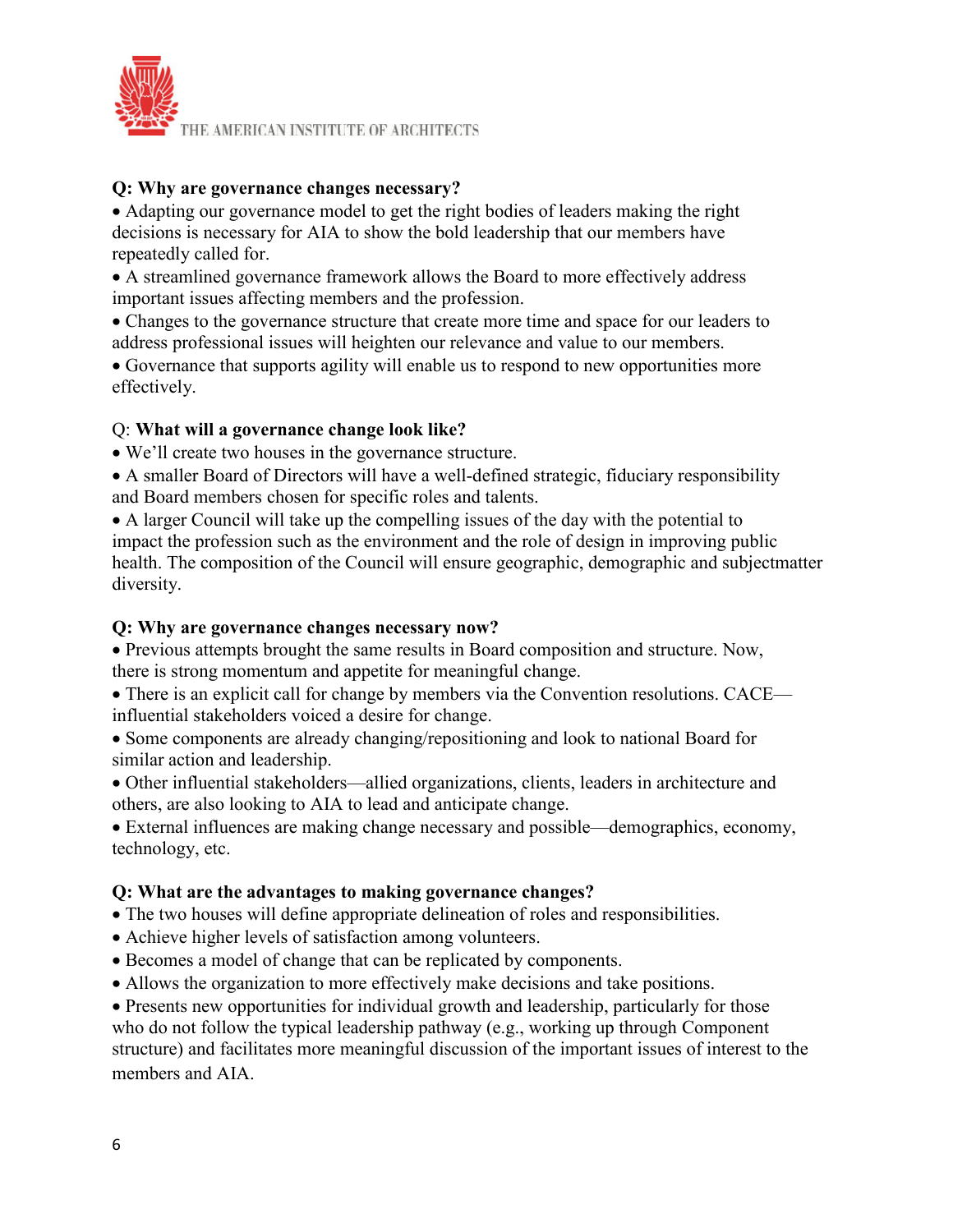**Q: Why are governance changes necessary?**

- Adapting our governance model to get the right bodies of leaders making the right decisions is necessary for AIA to show the bold leadership that our members have repeatedly called for.
- A streamlined governance framework allows the Board to more effectively address important issues affecting members and the profession.
- Changes to the governance structure that create more time and space for our leaders to address professional issues will heighten our relevance and value to our members.
- Governance that supports agility will enable us to respond to new opportunities more effectively.

Q: **What will a governance change look like?**

- We'll create two houses in the governance structure.
- A smaller Board of Directors will have a well-defined strategic, fiduciary responsibility and Board members chosen for specific roles and talents.
- A larger Council will take up the compelling issues of the day with the potential to impact the profession such as the environment and the role of design in improving public health. The composition of the Council will ensure geographic, demographic and subjectmatter diversity.

**Q: Why are governance changes necessary now?**

- Previous attempts brought the same results in Board composition and structure. Now, there is strong momentum and appetite for meaningful change.
- There is an explicit call for change by members via the Convention resolutions. CACE—influential stakeholders voiced a desire for change.
- Some components are already changing/repositioning and look to national Board for similar action and leadership.
- Other influential stakeholders—allied organizations, clients, leaders in architecture and others, are also looking to AIA to lead and anticipate change.
- External influences are making change necessary and possible—demographics, economy, technology, etc.

**Q: What are the advantages to making governance changes?**

- The two houses will define appropriate delineation of roles and responsibilities.
- Achieve higher levels of satisfaction among volunteers.
- Becomes a model of change that can be replicated by components.
- Allows the organization to more effectively make decisions and take positions.
- Presents new opportunities for individual growth and leadership, particularly for those who do not follow the typical leadership pathway (e.g., working up through Component structure) and facilitates more meaningful discussion of the important issues of interest to the members and AIA.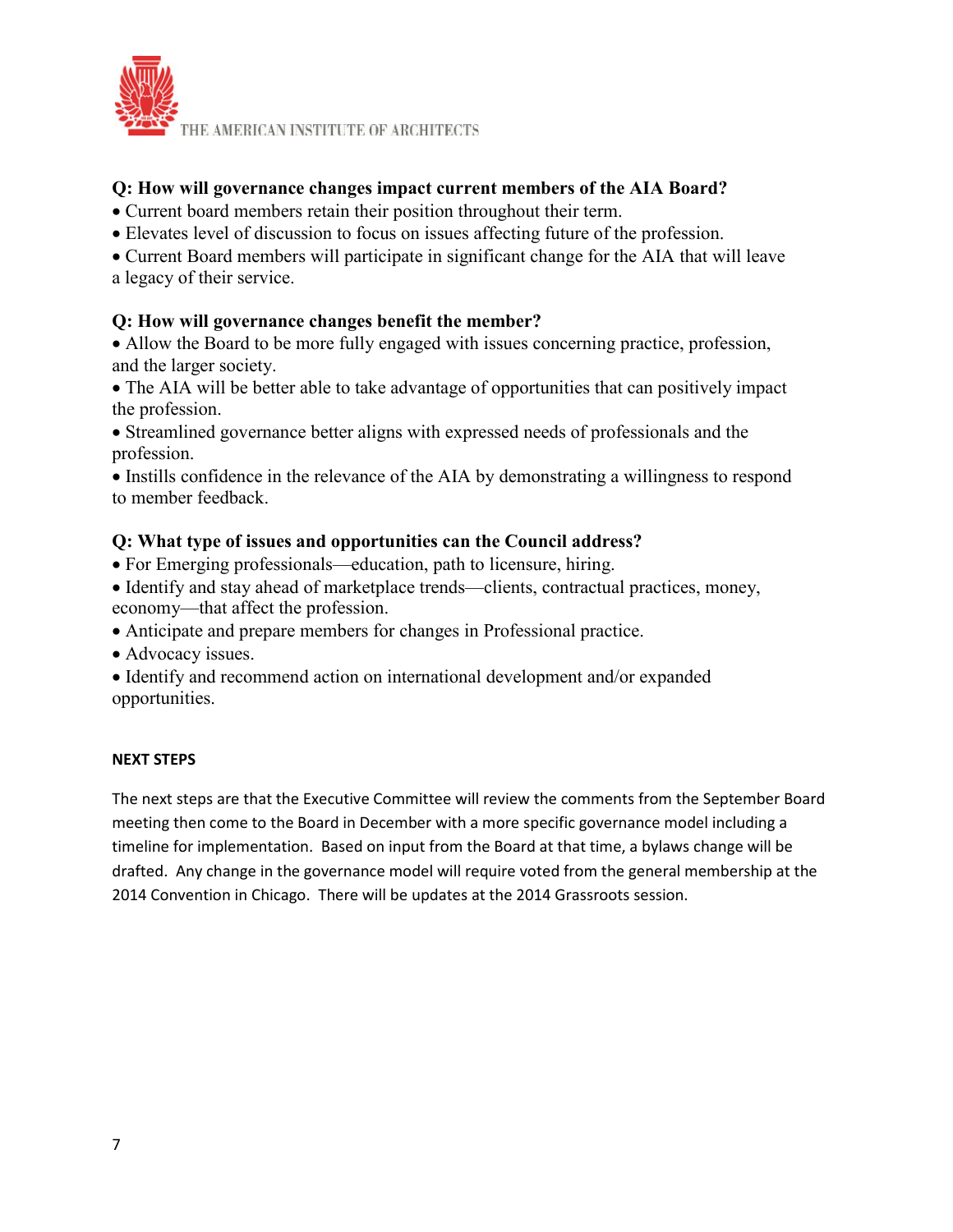**Q: How will governance changes impact current members of the AIA Board?**

- Current board members retain their position throughout their term.
- Elevates level of discussion to focus on issues affecting future of the profession.
- Current Board members will participate in significant change for the AIA that will leave a legacy of their service.

**Q: How will governance changes benefit the member?**

- Allow the Board to be more fully engaged with issues concerning practice, profession, and the larger society.
- The AIA will be better able to take advantage of opportunities that can positively impact the profession.
- Streamlined governance better aligns with expressed needs of professionals and the profession.
- Instills confidence in the relevance of the AIA by demonstrating a willingness to respond to member feedback.

**Q: What type of issues and opportunities can the Council address?**

- For Emerging professionals—education, path to licensure, hiring.
- Identify and stay ahead of marketplace trends—clients, contractual practices, money, economy—that affect the profession.
- Anticipate and prepare members for changes in Professional practice.
- Advocacy issues.
- Identify and recommend action on international development and/or expanded opportunities.

**NEXT STEPS**

The next steps are that the Executive Committee will review the comments from the September Board meeting then come to the Board in December with a more specific governance model including a timeline for implementation. Based on input from the Board at that time, a bylaws change will be drafted. Any change in the governance model will require voted from the general membership at the 2014 Convention in Chicago. There will be updates at the 2014 Grassroots session.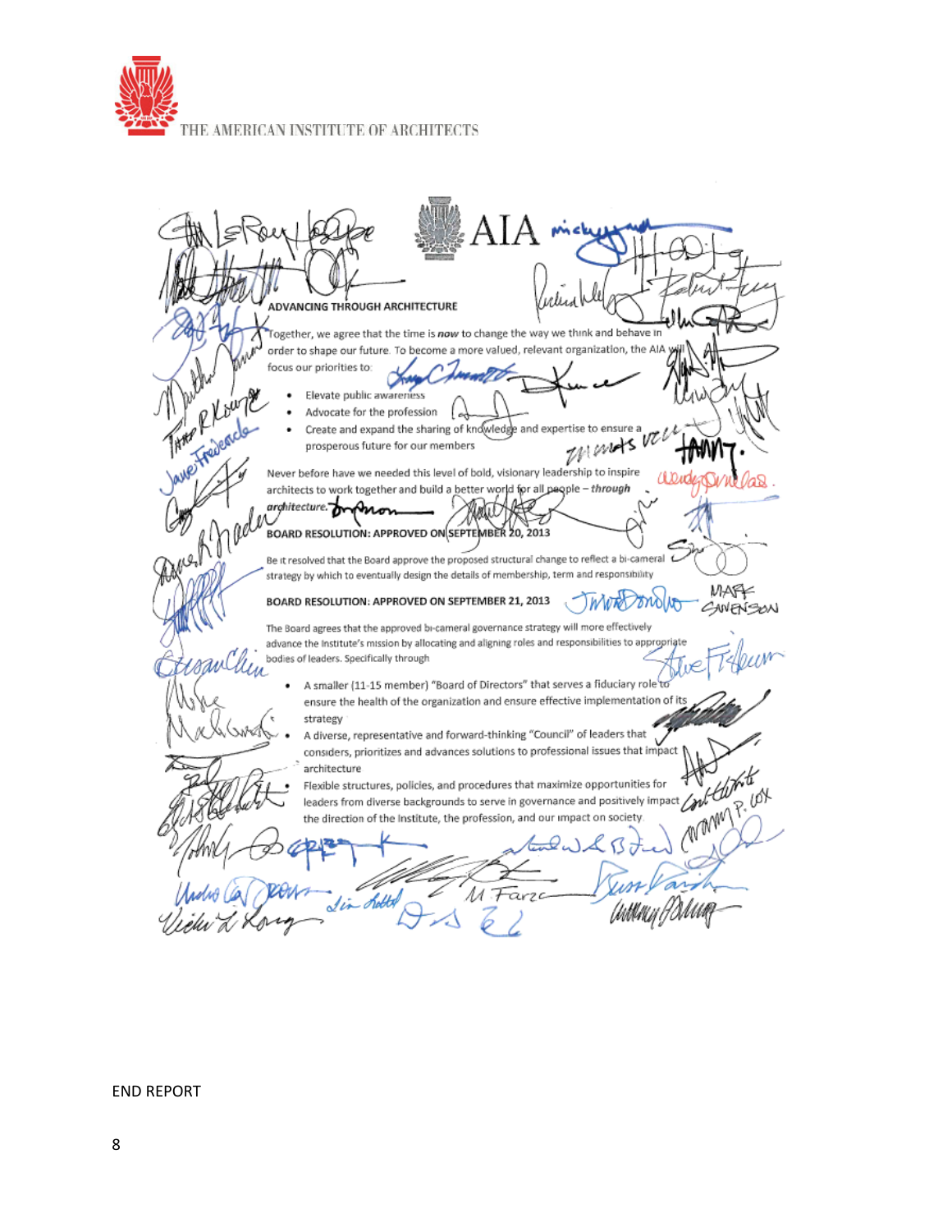THE AMERICAN INSTITUTE OF ARCHITECTS

AIA

**ADVANCING THROUGH ARCHITECTURE**

Together, we agree that the time is ***now*** to change the way we think and behave in order to shape our future. To become a more valued, relevant organization, the AIA will focus our priorities to:

- Elevate public awareness
- Advocate for the profession
- Create and expand the sharing of knowledge and expertise to ensure a prosperous future for our members

Never before have we needed this level of bold, visionary leadership to inspire architects to work together and build a better world for all people – ***through architecture.***

**BOARD RESOLUTION: APPROVED ON SEPTEMBER 20, 2013**

Be it resolved that the Board approve the proposed structural change to reflect a bi-cameral strategy by which to eventually design the details of membership, term and responsibility

**BOARD RESOLUTION: APPROVED ON SEPTEMBER 21, 2013**

The Board agrees that the approved bi-cameral governance strategy will more effectively advance the Institute's mission by allocating and aligning roles and responsibilities to appropriate bodies of leaders. Specifically through

- A smaller (11-15 member) "Board of Directors" that serves a fiduciary role to ensure the health of the organization and ensure effective implementation of its strategy
- A diverse, representative and forward-thinking "Council" of leaders that considers, prioritizes and advances solutions to professional issues that impact architecture
- Flexible structures, policies, and procedures that maximize opportunities for leaders from diverse backgrounds to serve in governance and positively impact the direction of the Institute, the profession, and our impact on society.

END REPORT